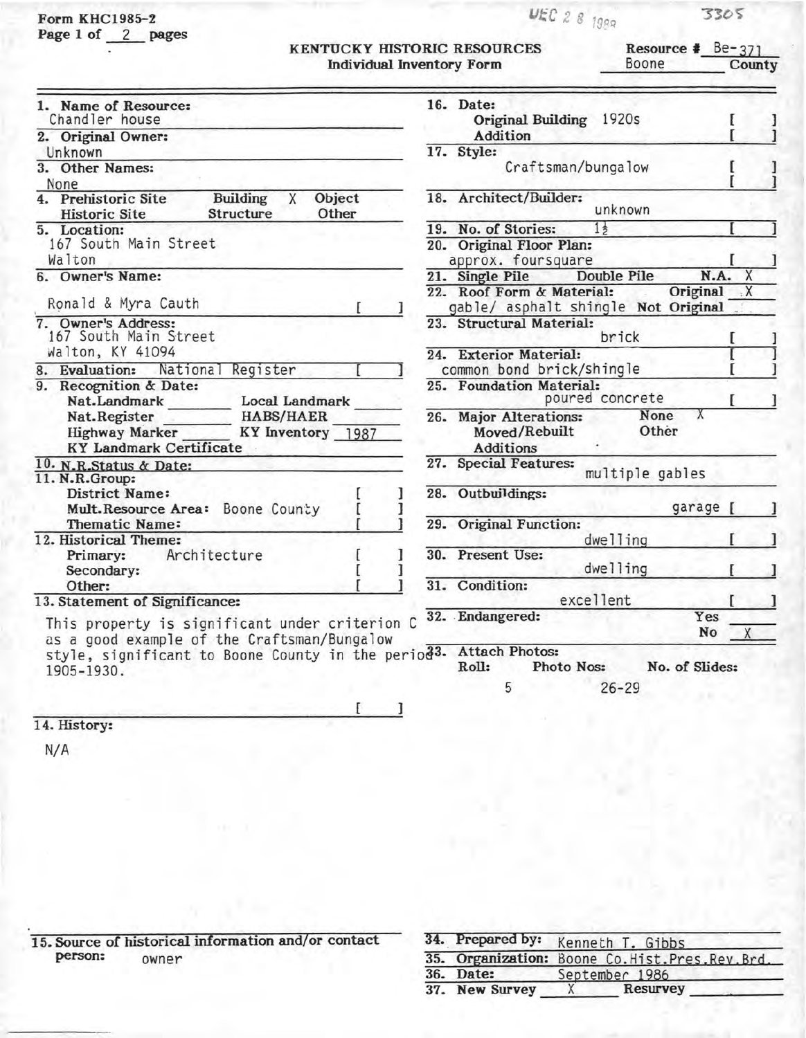Form KHC1985-2
Page 1 of 2 pages

DEC 2 8 1988

3305

# KENTUCKY HISTORIC RESOURCES
## Individual Inventory Form

Resource # Be-371
Boone County

**1. Name of Resource:**
Chandler house

**2. Original Owner:**
Unknown

**3. Other Names:**
None

**4.** Prehistoric Site | Building X | Object | Historic Site | Structure | Other

**5. Location:**
167 South Main Street
Walton

**6. Owner's Name:**
Ronald & Myra Cauth [ ]

**7. Owner's Address:**
167 South Main Street
Walton, KY 41094

**8. Evaluation:** National Register [ ]

**9. Recognition & Date:**
Nat.Landmark ____ Local Landmark ____
Nat.Register ____ HABS/HAER ____
Highway Marker ____ KY Inventory 1987
KY Landmark Certificate

**10. N.R.Status & Date:**

**11. N.R.Group:**
District Name: [ ]
Mult.Resource Area: Boone County [ ]
Thematic Name: [ ]

**12. Historical Theme:**
Primary: Architecture [ ]
Secondary: [ ]
Other: [ ]

**13. Statement of Significance:**

This property is significant under criterion C as a good example of the Craftsman/Bungalow style, significant to Boone County in the period 1905-1930.

[ ]

**14. History:**

N/A

**15. Source of historical information and/or contact person:** owner

**16. Date:**
Original Building 1920s [ ]
Addition [ ]

**17. Style:**
Craftsman/bungalow [ ] [ ]

**18. Architect/Builder:**
unknown

**19. No. of Stories:** 1½ [ ]

**20. Original Floor Plan:**
approx. foursquare [ ]

**21.** Single Pile | Double Pile | N.A. X

**22. Roof Form & Material:** Original X
gable/ asphalt shingle Not Original

**23. Structural Material:**
brick [ ]

**24. Exterior Material:**
common bond brick/shingle [ ] [ ]

**25. Foundation Material:**
poured concrete [ ]

**26. Major Alterations:** None X
Moved/Rebuilt Other
Additions

**27. Special Features:**
multiple gables

**28. Outbuildings:**
garage [ ]

**29. Original Function:**
dwelling [ ]

**30. Present Use:**
dwelling [ ]

**31. Condition:**
excellent [ ]

**32. Endangered:** Yes ____ No X

**33. Attach Photos:**
Roll: 5 Photo Nos: 26-29 No. of Slides:

**34. Prepared by:** Kenneth T. Gibbs
**35. Organization:** Boone Co.Hist.Pres.Rev.Brd.
**36. Date:** September 1986
**37. New Survey** X **Resurvey** ____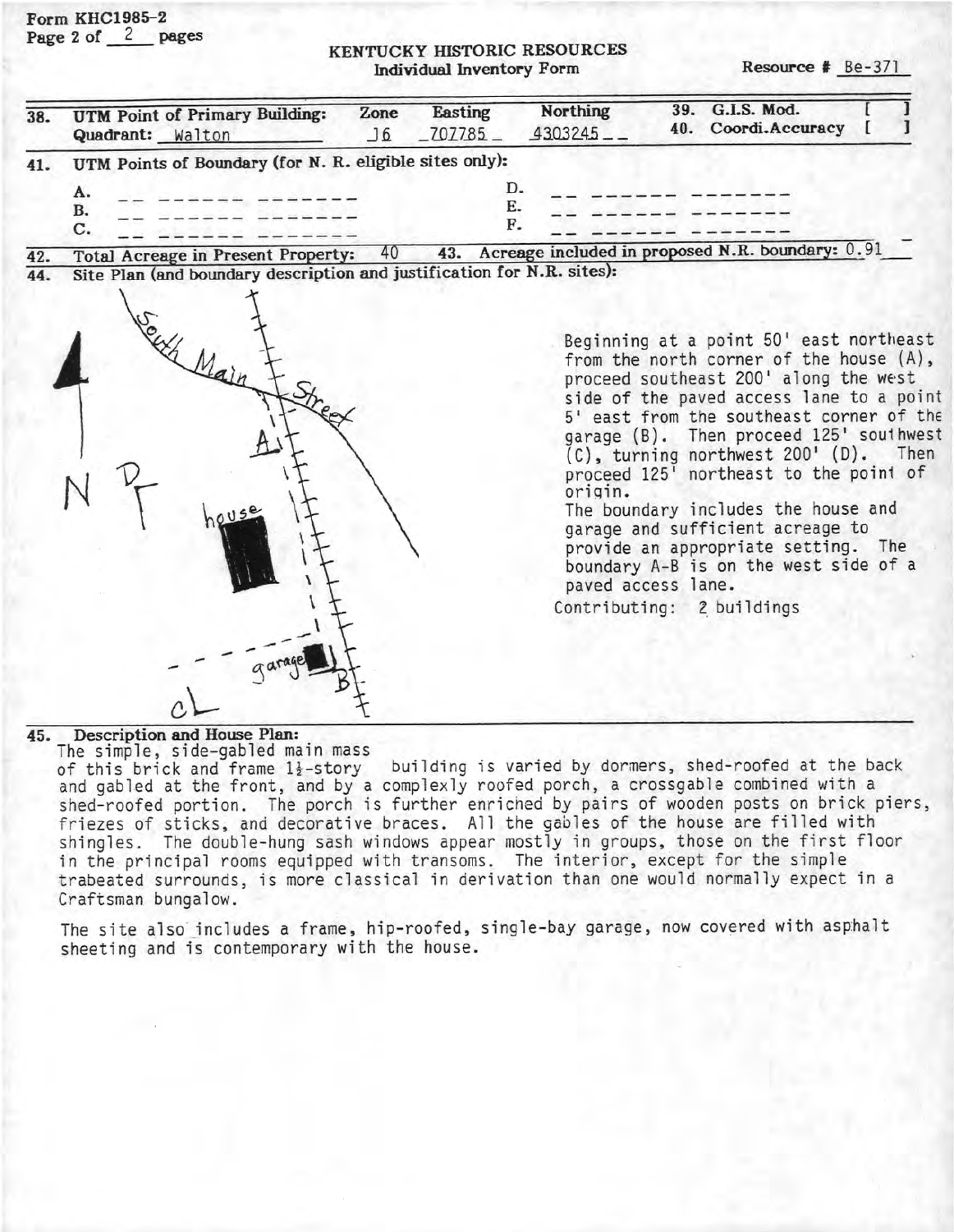Form KHC1985-2
Page 2 of 2 pages

# KENTUCKY HISTORIC RESOURCES
## Individual Inventory Form

Resource # Be-371

| 38. UTM Point of Primary Building: | Zone | Easting | Northing | 39. G.I.S. Mod. [ ] |
|---|---|---|---|---|
| Quadrant: Walton | 16 | 707785 | 4303245 | 40. Coordi.Accuracy [ ] |

41. UTM Points of Boundary (for N. R. eligible sites only):

A.
B.
C.
D.
E.
F.

42. Total Acreage in Present Property: 40
43. Acreage included in proposed N.R. boundary: 0.91

44. Site Plan (and boundary description and justification for N.R. sites):

South Main Street — A — house — garage — B — D — C — N

Beginning at a point 50' east northeast from the north corner of the house (A), proceed southeast 200' along the west side of the paved access lane to a point 5' east from the southeast corner of the garage (B). Then proceed 125' southwest (C), turning northwest 200' (D). Then proceed 125' northeast to the point of origin.

The boundary includes the house and garage and sufficient acreage to provide an appropriate setting. The boundary A-B is on the west side of a paved access lane.

Contributing: 2 buildings

45. Description and House Plan:

The simple, side-gabled main mass of this brick and frame 1½-story building is varied by dormers, shed-roofed at the back and gabled at the front, and by a complexly roofed porch, a crossgable combined with a shed-roofed portion. The porch is further enriched by pairs of wooden posts on brick piers, friezes of sticks, and decorative braces. All the gables of the house are filled with shingles. The double-hung sash windows appear mostly in groups, those on the first floor in the principal rooms equipped with transoms. The interior, except for the simple trabeated surrounds, is more classical in derivation than one would normally expect in a Craftsman bungalow.

The site also includes a frame, hip-roofed, single-bay garage, now covered with asphalt sheeting and is contemporary with the house.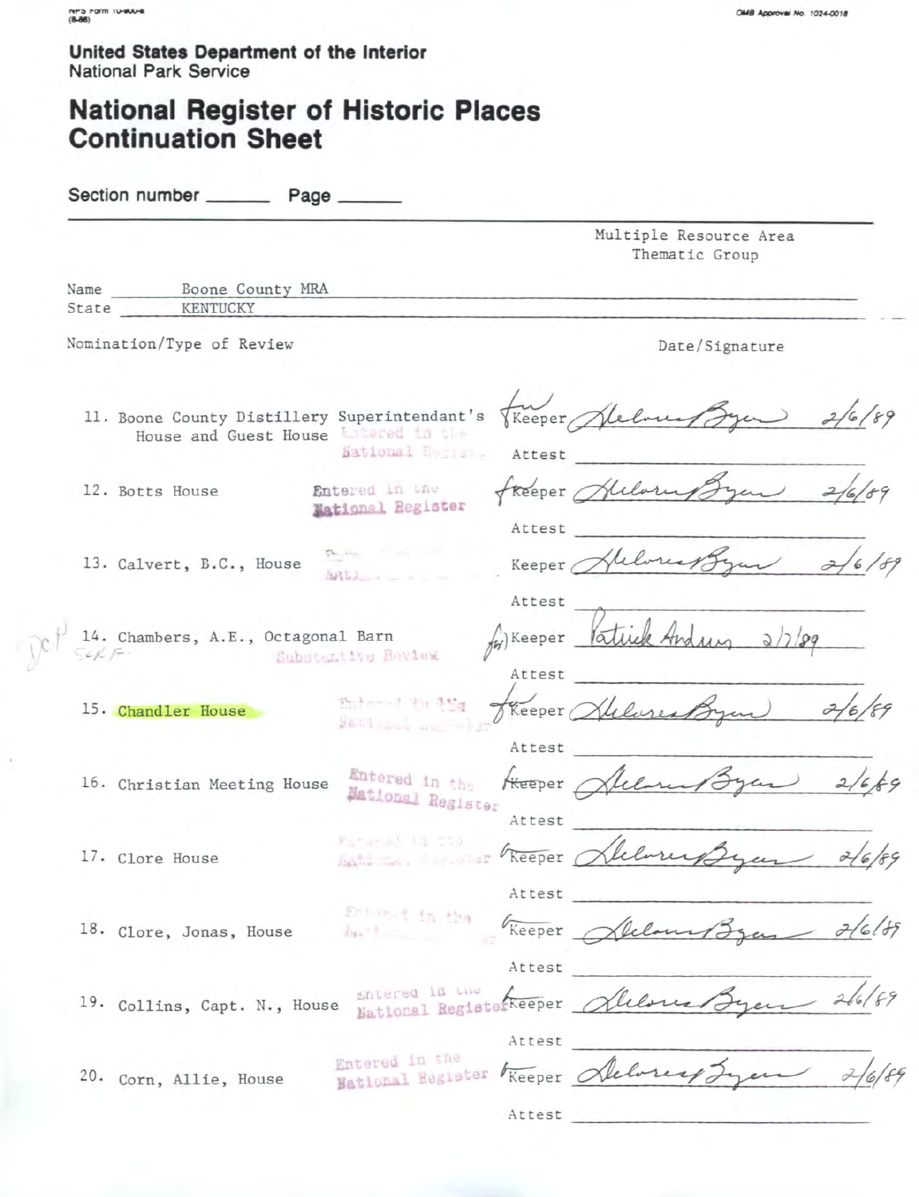**United States Department of the Interior**
National Park Service

# National Register of Historic Places Continuation Sheet

Section number ______ Page ______

Multiple Resource Area
Thematic Group

Name: Boone County MRA
State: KENTUCKY

| Nomination/Type of Review | | Date/Signature |
|---|---|---|
| 11. Boone County Distillery Superintendant's House and Guest House | Entered in the National Register | for Keeper Delores Byers 2/6/89 |
| | | Attest |
| 12. Botts House | Entered in the National Register | for Keeper Delores Byers 2/6/89 |
| | | Attest |
| 13. Calvert, B.C., House | Entered in the National Register | Keeper Delores Byers 2/6/89 |
| | | Attest |
| 14. Chambers, A.E., Octagonal Barn | Substantive Review | for Keeper Patrick Andrus 2/7/89 |
| | | Attest |
| 15. Chandler House | Entered in the National Register | for Keeper Delores Byers 2/6/89 |
| | | Attest |
| 16. Christian Meeting House | Entered in the National Register | for Keeper Delores Byers 2/6/89 |
| | | Attest |
| 17. Clore House | Entered in the National Register | for Keeper Delores Byers 2/6/89 |
| | | Attest |
| 18. Clore, Jonas, House | Entered in the National Register | for Keeper Delores Byers 2/6/89 |
| | | Attest |
| 19. Collins, Capt. N., House | Entered in the National Register | for Keeper Delores Byers 2/6/89 |
| | | Attest |
| 20. Corn, Allie, House | Entered in the National Register | for Keeper Delores Byers 2/6/89 |
| | | Attest |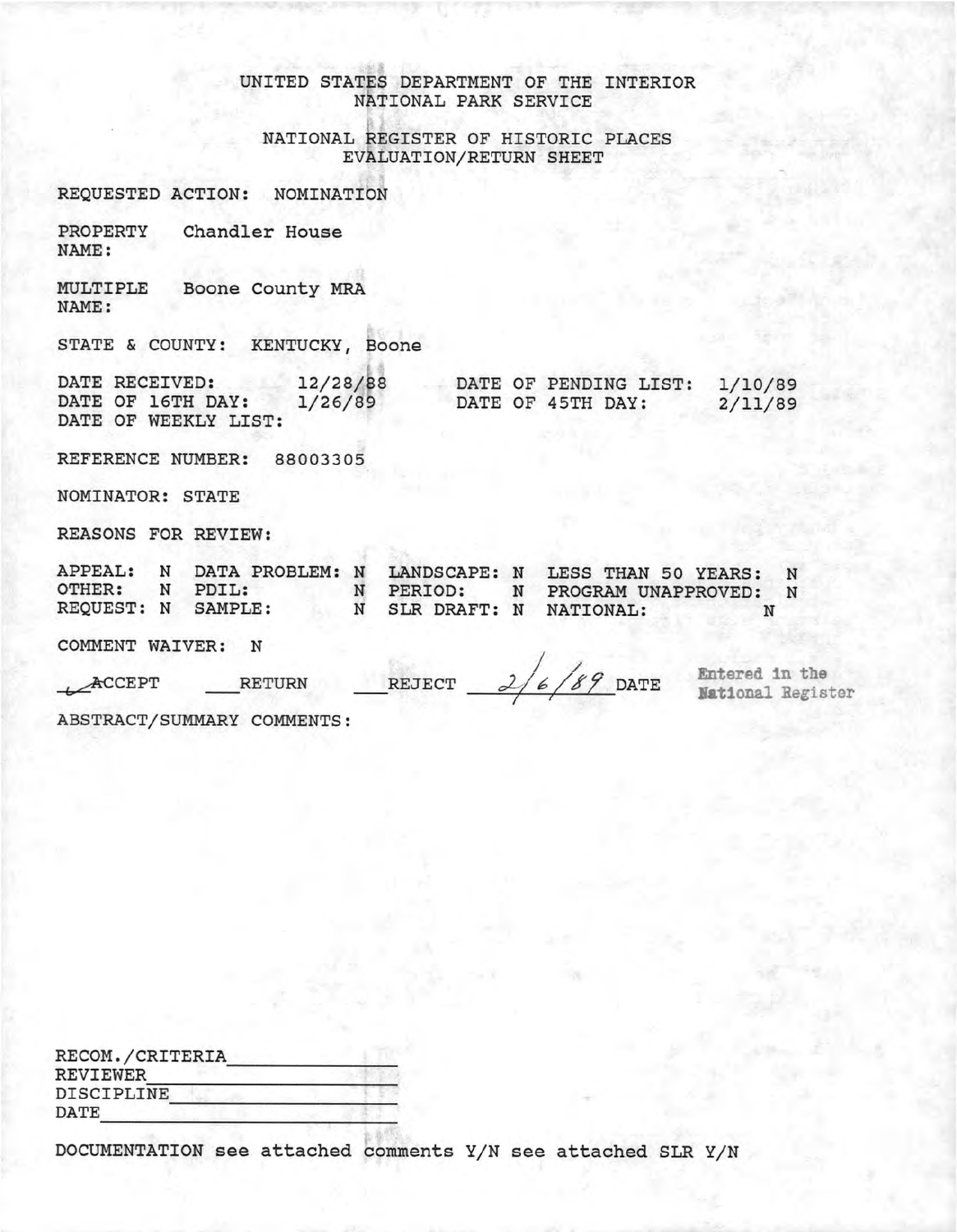# UNITED STATES DEPARTMENT OF THE INTERIOR
## NATIONAL PARK SERVICE

## NATIONAL REGISTER OF HISTORIC PLACES
## EVALUATION/RETURN SHEET

REQUESTED ACTION: NOMINATION

PROPERTY NAME: Chandler House

MULTIPLE NAME: Boone County MRA

STATE & COUNTY: KENTUCKY, Boone

| | | | |
|---|---|---|---|
| DATE RECEIVED: | 12/28/88 | DATE OF PENDING LIST: | 1/10/89 |
| DATE OF 16TH DAY: | 1/26/89 | DATE OF 45TH DAY: | 2/11/89 |
| DATE OF WEEKLY LIST: | | | |

REFERENCE NUMBER: 88003305

NOMINATOR: STATE

REASONS FOR REVIEW:

| | | | | | | | |
|---|---|---|---|---|---|---|---|
| APPEAL: | N | DATA PROBLEM: | N | LANDSCAPE: | N | LESS THAN 50 YEARS: | N |
| OTHER: | N | PDIL: | N | PERIOD: | N | PROGRAM UNAPPROVED: | N |
| REQUEST: | N | SAMPLE: | N | SLR DRAFT: | N | NATIONAL: | N |

COMMENT WAIVER: N

✓ ACCEPT ___RETURN ___REJECT 2/6/89 DATE

Entered in the National Register

ABSTRACT/SUMMARY COMMENTS:

RECOM./CRITERIA\_\_\_\_\_\_\_\_\_\_\_\_\_\_\_

REVIEWER\_\_\_\_\_\_\_\_\_\_\_\_\_\_\_

DISCIPLINE\_\_\_\_\_\_\_\_\_\_\_\_\_\_\_

DATE\_\_\_\_\_\_\_\_\_\_\_\_\_\_\_

DOCUMENTATION see attached comments Y/N see attached SLR Y/N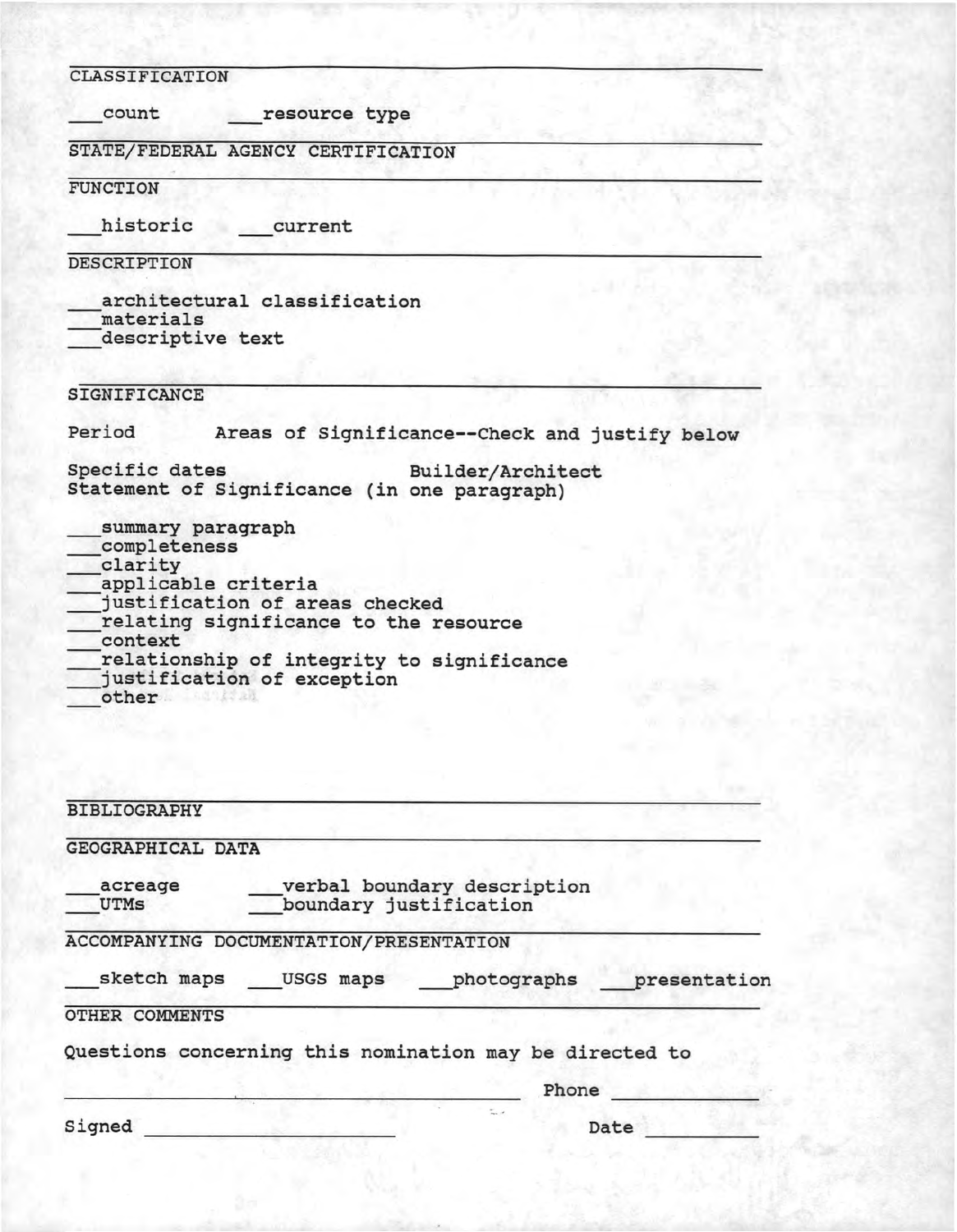## CLASSIFICATION

___count ___resource type

## STATE/FEDERAL AGENCY CERTIFICATION

## FUNCTION

___historic ___current

## DESCRIPTION

___architectural classification
___materials
___descriptive text

## SIGNIFICANCE

Period Areas of Significance--Check and justify below

Specific dates Builder/Architect
Statement of Significance (in one paragraph)

___summary paragraph
___completeness
___clarity
___applicable criteria
___justification of areas checked
___relating significance to the resource
___context
___relationship of integrity to significance
___justification of exception
___other

## BIBLIOGRAPHY

## GEOGRAPHICAL DATA

___acreage ___verbal boundary description
___UTMs ___boundary justification

## ACCOMPANYING DOCUMENTATION/PRESENTATION

___sketch maps ___USGS maps ___photographs ___presentation

## OTHER COMMENTS

Questions concerning this nomination may be directed to

_______________________________ Phone ___________

Signed ____________________ Date ________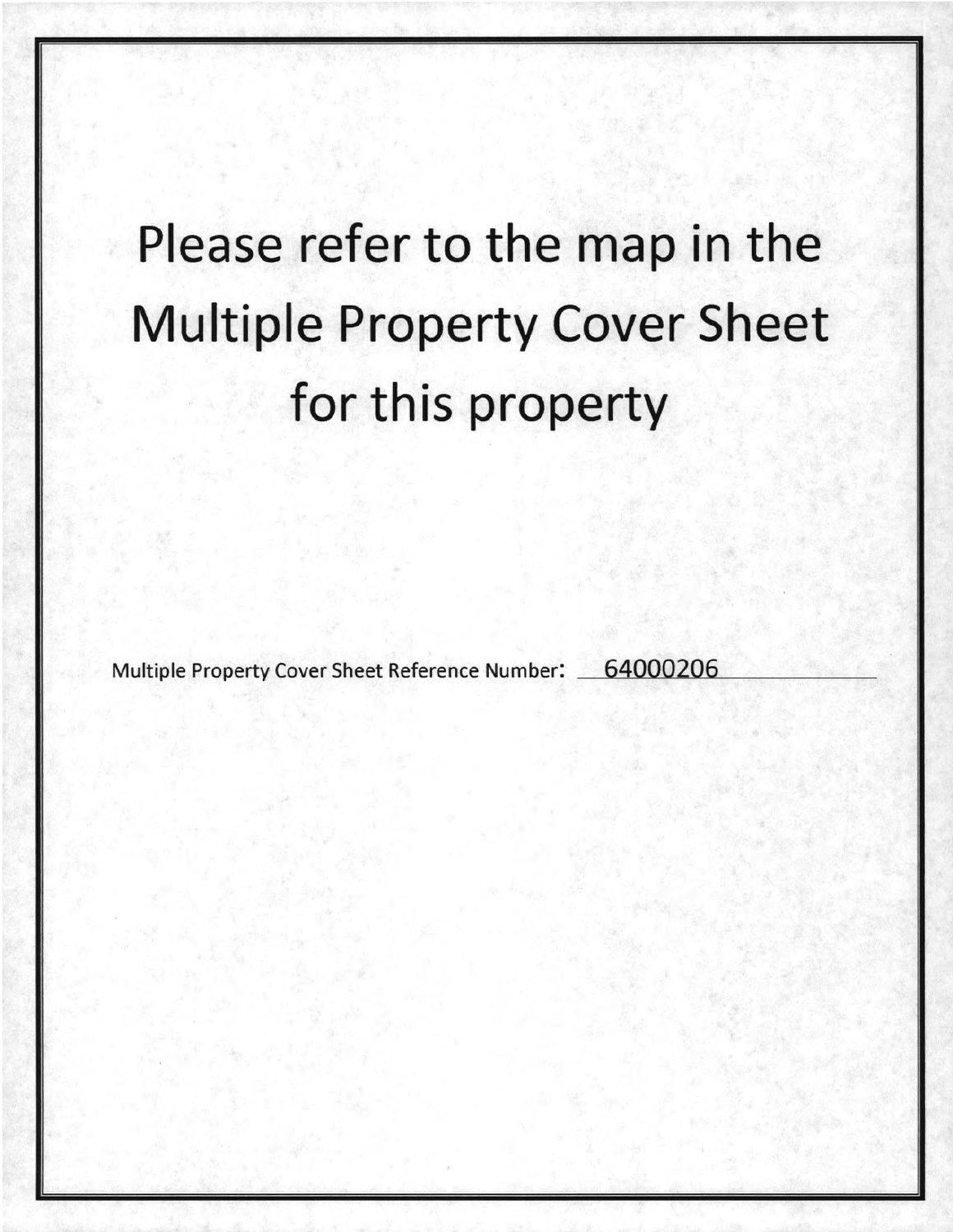# Please refer to the map in the Multiple Property Cover Sheet for this property

Multiple Property Cover Sheet Reference Number: 64000206